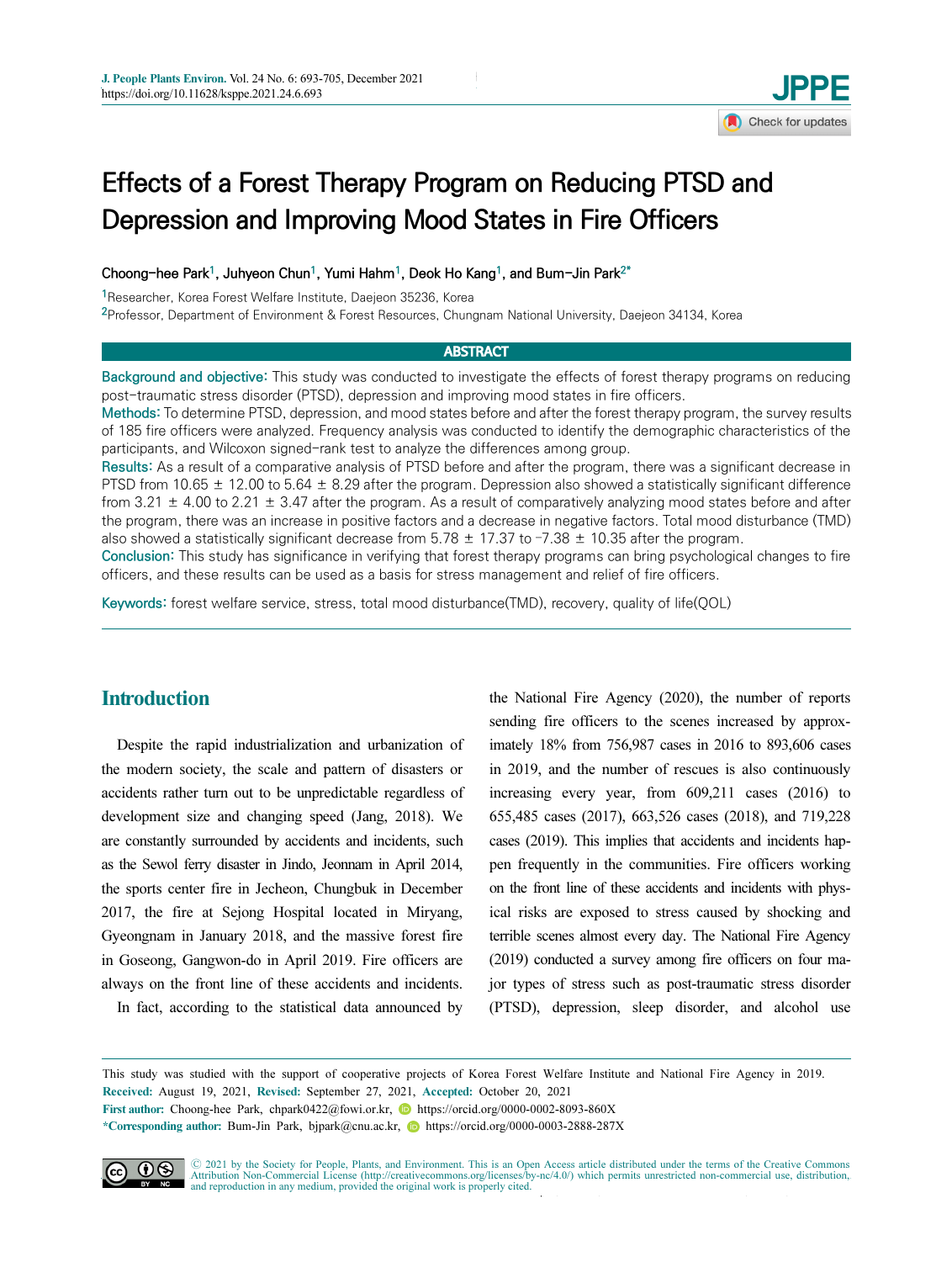# Effects of a Forest Therapy Program on Reducing PTSD and Depression and Improving Mood States in Fire Officers

Choong-hee Park[1], Juhyeon Chun[1], Yumi Hahm[1], Deok Ho Kang[1], and Bum-Jin Park[2*]

[1]Researcher, Korea Forest Welfare Institute, Daejeon 35236, Korea

[2]Professor, Department of Environment & Forest Resources, Chungnam National University, Daejeon 34134, Korea

## ABSTRACT

**Background and objective:** This study was conducted to investigate the effects of forest therapy programs on reducing post-traumatic stress disorder (PTSD), depression and improving mood states in fire officers.

**Methods:** To determine PTSD, depression, and mood states before and after the forest therapy program, the survey results of 185 fire officers were analyzed. Frequency analysis was conducted to identify the demographic characteristics of the participants, and Wilcoxon signed-rank test to analyze the differences among group.

**Results:** As a result of a comparative analysis of PTSD before and after the program, there was a significant decrease in PTSD from 10.65 ± 12.00 to 5.64 ± 8.29 after the program. Depression also showed a statistically significant difference from 3.21 ± 4.00 to 2.21 ± 3.47 after the program. As a result of comparatively analyzing mood states before and after the program, there was an increase in positive factors and a decrease in negative factors. Total mood disturbance (TMD) also showed a statistically significant decrease from 5.78 ± 17.37 to -7.38 ± 10.35 after the program.

**Conclusion:** This study has significance in verifying that forest therapy programs can bring psychological changes to fire officers, and these results can be used as a basis for stress management and relief of fire officers.

**Keywords:** forest welfare service, stress, total mood disturbance(TMD), recovery, quality of life(QOL)

## Introduction

Despite the rapid industrialization and urbanization of the modern society, the scale and pattern of disasters or accidents rather turn out to be unpredictable regardless of development size and changing speed (Jang, 2018). We are constantly surrounded by accidents and incidents, such as the Sewol ferry disaster in Jindo, Jeonnam in April 2014, the sports center fire in Jecheon, Chungbuk in December 2017, the fire at Sejong Hospital located in Miryang, Gyeongnam in January 2018, and the massive forest fire in Goseong, Gangwon-do in April 2019. Fire officers are always on the front line of these accidents and incidents.

In fact, according to the statistical data announced by the National Fire Agency (2020), the number of reports sending fire officers to the scenes increased by approximately 18% from 756,987 cases in 2016 to 893,606 cases in 2019, and the number of rescues is also continuously increasing every year, from 609,211 cases (2016) to 655,485 cases (2017), 663,526 cases (2018), and 719,228 cases (2019). This implies that accidents and incidents happen frequently in the communities. Fire officers working on the front line of these accidents and incidents with physical risks are exposed to stress caused by shocking and terrible scenes almost every day. The National Fire Agency (2019) conducted a survey among fire officers on four major types of stress such as post-traumatic stress disorder (PTSD), depression, sleep disorder, and alcohol use

This study was studied with the support of cooperative projects of Korea Forest Welfare Institute and National Fire Agency in 2019.

**Received:** August 19, 2021, **Revised:** September 27, 2021, **Accepted:** October 20, 2021

**First author:** Choong-hee Park, chpark0422@fowi.or.kr, https://orcid.org/0000-0002-8093-860X

**\*Corresponding author:** Bum-Jin Park, bjpark@cnu.ac.kr, https://orcid.org/0000-0003-2888-287X

Ⓒ 2021 by the Society for People, Plants, and Environment. This is an Open Access article distributed under the terms of the Creative Commons Attribution Non-Commercial License (http://creativecommons.org/licenses/by-nc/4.0/) which permits unrestricted non-commercial use, distribution, and reproduction in any medium, provided the original work is properly cited.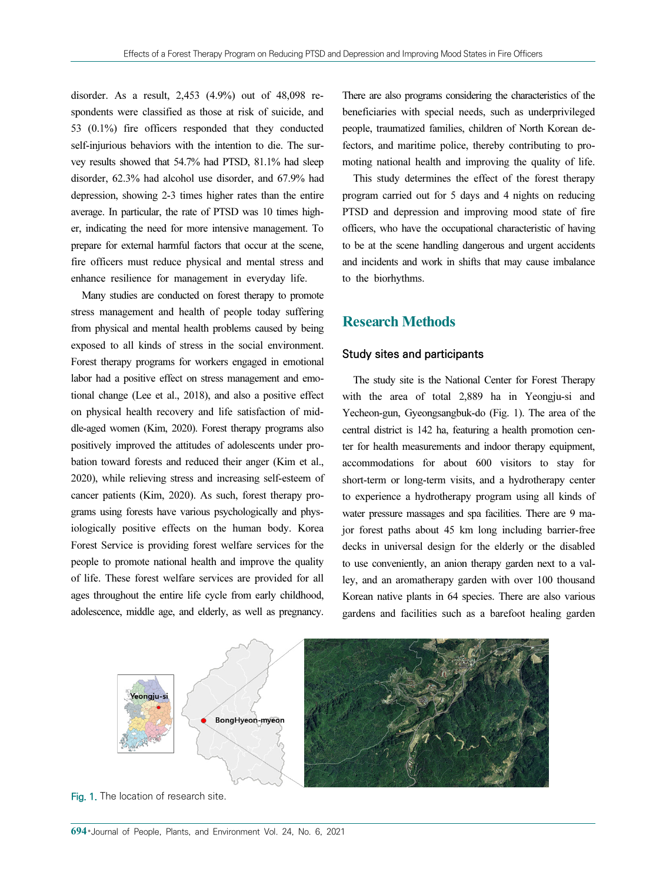disorder. As a result, 2,453 (4.9%) out of 48,098 respondents were classified as those at risk of suicide, and 53 (0.1%) fire officers responded that they conducted self-injurious behaviors with the intention to die. The survey results showed that 54.7% had PTSD, 81.1% had sleep disorder, 62.3% had alcohol use disorder, and 67.9% had depression, showing 2-3 times higher rates than the entire average. In particular, the rate of PTSD was 10 times higher, indicating the need for more intensive management. To prepare for external harmful factors that occur at the scene, fire officers must reduce physical and mental stress and enhance resilience for management in everyday life.

Many studies are conducted on forest therapy to promote stress management and health of people today suffering from physical and mental health problems caused by being exposed to all kinds of stress in the social environment. Forest therapy programs for workers engaged in emotional labor had a positive effect on stress management and emotional change (Lee et al., 2018), and also a positive effect on physical health recovery and life satisfaction of middle-aged women (Kim, 2020). Forest therapy programs also positively improved the attitudes of adolescents under probation toward forests and reduced their anger (Kim et al., 2020), while relieving stress and increasing self-esteem of cancer patients (Kim, 2020). As such, forest therapy programs using forests have various psychologically and physiologically positive effects on the human body. Korea Forest Service is providing forest welfare services for the people to promote national health and improve the quality of life. These forest welfare services are provided for all ages throughout the entire life cycle from early childhood, adolescence, middle age, and elderly, as well as pregnancy. There are also programs considering the characteristics of the beneficiaries with special needs, such as underprivileged people, traumatized families, children of North Korean defectors, and maritime police, thereby contributing to promoting national health and improving the quality of life.

This study determines the effect of the forest therapy program carried out for 5 days and 4 nights on reducing PTSD and depression and improving mood state of fire officers, who have the occupational characteristic of having to be at the scene handling dangerous and urgent accidents and incidents and work in shifts that may cause imbalance to the biorhythms.

## Research Methods

### Study sites and participants

The study site is the National Center for Forest Therapy with the area of total 2,889 ha in Yeongju-si and Yecheon-gun, Gyeongsangbuk-do (Fig. 1). The area of the central district is 142 ha, featuring a health promotion center for health measurements and indoor therapy equipment, accommodations for about 600 visitors to stay for short-term or long-term visits, and a hydrotherapy center to experience a hydrotherapy program using all kinds of water pressure massages and spa facilities. There are 9 major forest paths about 45 km long including barrier-free decks in universal design for the elderly or the disabled to use conveniently, an anion therapy garden next to a valley, and an aromatherapy garden with over 100 thousand Korean native plants in 64 species. There are also various gardens and facilities such as a barefoot healing garden

Fig. 1. The location of research site.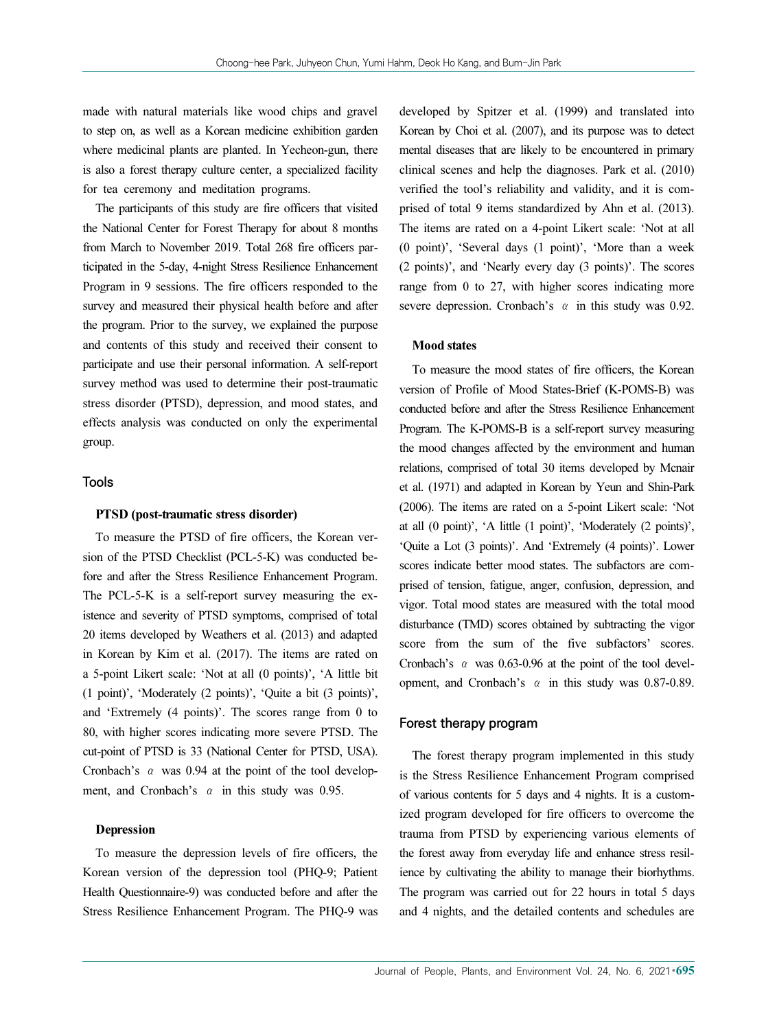made with natural materials like wood chips and gravel to step on, as well as a Korean medicine exhibition garden where medicinal plants are planted. In Yecheon-gun, there is also a forest therapy culture center, a specialized facility for tea ceremony and meditation programs.

The participants of this study are fire officers that visited the National Center for Forest Therapy for about 8 months from March to November 2019. Total 268 fire officers participated in the 5-day, 4-night Stress Resilience Enhancement Program in 9 sessions. The fire officers responded to the survey and measured their physical health before and after the program. Prior to the survey, we explained the purpose and contents of this study and received their consent to participate and use their personal information. A self-report survey method was used to determine their post-traumatic stress disorder (PTSD), depression, and mood states, and effects analysis was conducted on only the experimental group.

## Tools

### PTSD (post-traumatic stress disorder)

To measure the PTSD of fire officers, the Korean version of the PTSD Checklist (PCL-5-K) was conducted before and after the Stress Resilience Enhancement Program. The PCL-5-K is a self-report survey measuring the existence and severity of PTSD symptoms, comprised of total 20 items developed by Weathers et al. (2013) and adapted in Korean by Kim et al. (2017). The items are rated on a 5-point Likert scale: 'Not at all (0 points)', 'A little bit (1 point)', 'Moderately (2 points)', 'Quite a bit (3 points)', and 'Extremely (4 points)'. The scores range from 0 to 80, with higher scores indicating more severe PTSD. The cut-point of PTSD is 33 (National Center for PTSD, USA). Cronbach's $\alpha$ was 0.94 at the point of the tool development, and Cronbach's $\alpha$ in this study was 0.95.

### Depression

To measure the depression levels of fire officers, the Korean version of the depression tool (PHQ-9; Patient Health Questionnaire-9) was conducted before and after the Stress Resilience Enhancement Program. The PHQ-9 was developed by Spitzer et al. (1999) and translated into Korean by Choi et al. (2007), and its purpose was to detect mental diseases that are likely to be encountered in primary clinical scenes and help the diagnoses. Park et al. (2010) verified the tool's reliability and validity, and it is comprised of total 9 items standardized by Ahn et al. (2013). The items are rated on a 4-point Likert scale: 'Not at all (0 point)', 'Several days (1 point)', 'More than a week (2 points)', and 'Nearly every day (3 points)'. The scores range from 0 to 27, with higher scores indicating more severe depression. Cronbach's $\alpha$ in this study was 0.92.

### Mood states

To measure the mood states of fire officers, the Korean version of Profile of Mood States-Brief (K-POMS-B) was conducted before and after the Stress Resilience Enhancement Program. The K-POMS-B is a self-report survey measuring the mood changes affected by the environment and human relations, comprised of total 30 items developed by Mcnair et al. (1971) and adapted in Korean by Yeun and Shin-Park (2006). The items are rated on a 5-point Likert scale: 'Not at all (0 point)', 'A little (1 point)', 'Moderately (2 points)', 'Quite a Lot (3 points)'. And 'Extremely (4 points)'. Lower scores indicate better mood states. The subfactors are comprised of tension, fatigue, anger, confusion, depression, and vigor. Total mood states are measured with the total mood disturbance (TMD) scores obtained by subtracting the vigor score from the sum of the five subfactors' scores. Cronbach's $\alpha$ was 0.63-0.96 at the point of the tool development, and Cronbach's $\alpha$ in this study was 0.87-0.89.

## Forest therapy program

The forest therapy program implemented in this study is the Stress Resilience Enhancement Program comprised of various contents for 5 days and 4 nights. It is a customized program developed for fire officers to overcome the trauma from PTSD by experiencing various elements of the forest away from everyday life and enhance stress resilience by cultivating the ability to manage their biorhythms. The program was carried out for 22 hours in total 5 days and 4 nights, and the detailed contents and schedules are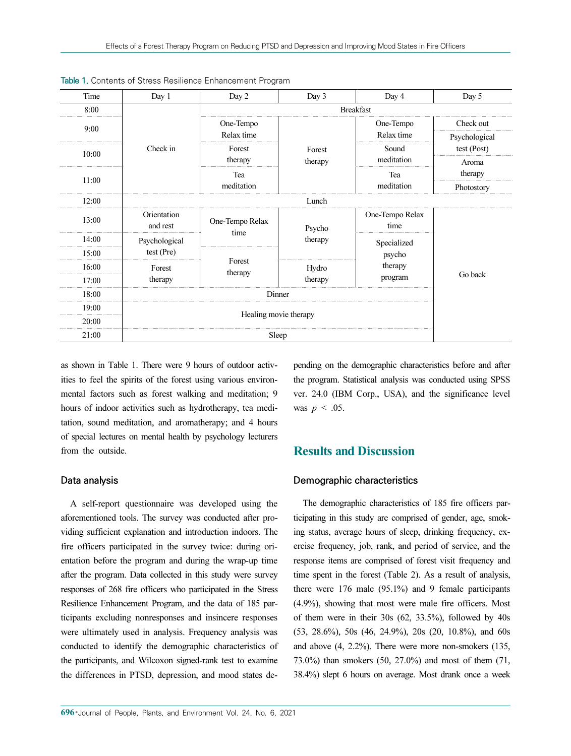Table 1. Contents of Stress Resilience Enhancement Program

| Time | Day 1 | Day 2 | Day 3 | Day 4 | Day 5 |
|---|---|---|---|---|---|
| 8:00 | Check in | Breakfast | | | |
| 9:00 | | One-Tempo Relax time | Forest therapy | One-Tempo Relax time | Check out / Psychological test (Post) |
| 10:00 | | Forest therapy | | Sound meditation | Aroma therapy |
| 11:00 | | Tea meditation | | Tea meditation | Photostory |
| 12:00 | Lunch | | | | |
| 13:00 | Orientation and rest | One-Tempo Relax time | Psycho therapy | One-Tempo Relax time | Go back |
| 14:00 | Psychological test (Pre) | | | Specialized psycho therapy program | |
| 15:00 | | Forest therapy | | | |
| 16:00 | Forest therapy | | Hydro therapy | | |
| 17:00 | | | | | |
| 18:00 | Dinner | | | | |
| 19:00 | Healing movie therapy | | | | |
| 20:00 | | | | | |
| 21:00 | Sleep | | | | |

as shown in Table 1. There were 9 hours of outdoor activities to feel the spirits of the forest using various environmental factors such as forest walking and meditation; 9 hours of indoor activities such as hydrotherapy, tea meditation, sound meditation, and aromatherapy; and 4 hours of special lectures on mental health by psychology lecturers from the outside.

### Data analysis

A self-report questionnaire was developed using the aforementioned tools. The survey was conducted after providing sufficient explanation and introduction indoors. The fire officers participated in the survey twice: during orientation before the program and during the wrap-up time after the program. Data collected in this study were survey responses of 268 fire officers who participated in the Stress Resilience Enhancement Program, and the data of 185 participants excluding nonresponses and insincere responses were ultimately used in analysis. Frequency analysis was conducted to identify the demographic characteristics of the participants, and Wilcoxon signed-rank test to examine the differences in PTSD, depression, and mood states depending on the demographic characteristics before and after the program. Statistical analysis was conducted using SPSS ver. 24.0 (IBM Corp., USA), and the significance level was $p < .05$.

## Results and Discussion

### Demographic characteristics

The demographic characteristics of 185 fire officers participating in this study are comprised of gender, age, smoking status, average hours of sleep, drinking frequency, exercise frequency, job, rank, and period of service, and the response items are comprised of forest visit frequency and time spent in the forest (Table 2). As a result of analysis, there were 176 male (95.1%) and 9 female participants (4.9%), showing that most were male fire officers. Most of them were in their 30s (62, 33.5%), followed by 40s (53, 28.6%), 50s (46, 24.9%), 20s (20, 10.8%), and 60s and above (4, 2.2%). There were more non-smokers (135, 73.0%) than smokers (50, 27.0%) and most of them (71, 38.4%) slept 6 hours on average. Most drank once a week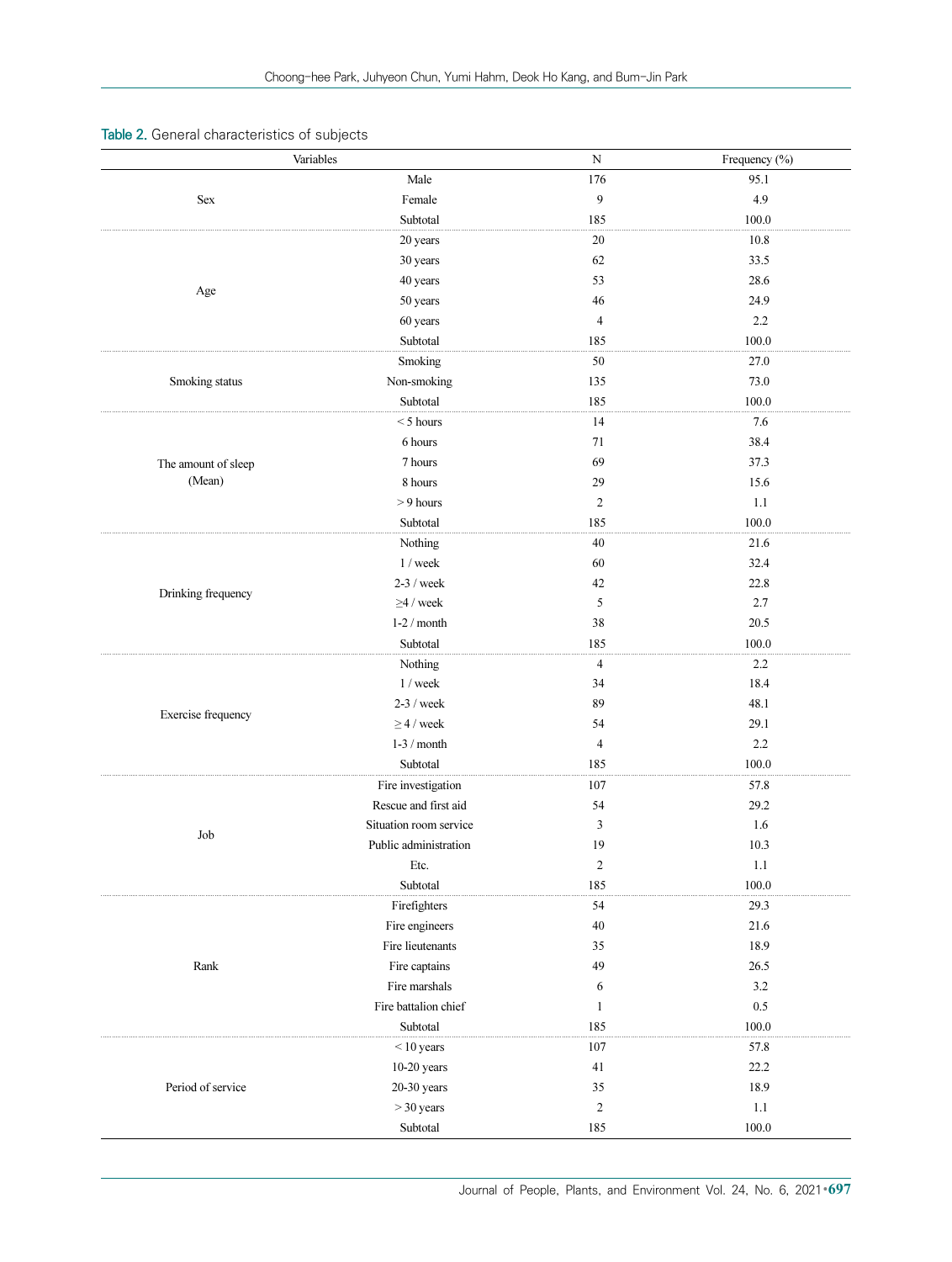Table 2. General characteristics of subjects

| Variables | | N | Frequency (%) |
|---|---|---|---|
| Sex | Male | 176 | 95.1 |
| | Female | 9 | 4.9 |
| | Subtotal | 185 | 100.0 |
| Age | 20 years | 20 | 10.8 |
| | 30 years | 62 | 33.5 |
| | 40 years | 53 | 28.6 |
| | 50 years | 46 | 24.9 |
| | 60 years | 4 | 2.2 |
| | Subtotal | 185 | 100.0 |
| Smoking status | Smoking | 50 | 27.0 |
| | Non-smoking | 135 | 73.0 |
| | Subtotal | 185 | 100.0 |
| The amount of sleep (Mean) | < 5 hours | 14 | 7.6 |
| | 6 hours | 71 | 38.4 |
| | 7 hours | 69 | 37.3 |
| | 8 hours | 29 | 15.6 |
| | > 9 hours | 2 | 1.1 |
| | Subtotal | 185 | 100.0 |
| Drinking frequency | Nothing | 40 | 21.6 |
| | 1 / week | 60 | 32.4 |
| | 2-3 / week | 42 | 22.8 |
| | ≥4 / week | 5 | 2.7 |
| | 1-2 / month | 38 | 20.5 |
| | Subtotal | 185 | 100.0 |
| Exercise frequency | Nothing | 4 | 2.2 |
| | 1 / week | 34 | 18.4 |
| | 2-3 / week | 89 | 48.1 |
| | ≥ 4 / week | 54 | 29.1 |
| | 1-3 / month | 4 | 2.2 |
| | Subtotal | 185 | 100.0 |
| Job | Fire investigation | 107 | 57.8 |
| | Rescue and first aid | 54 | 29.2 |
| | Situation room service | 3 | 1.6 |
| | Public administration | 19 | 10.3 |
| | Etc. | 2 | 1.1 |
| | Subtotal | 185 | 100.0 |
| Rank | Firefighters | 54 | 29.3 |
| | Fire engineers | 40 | 21.6 |
| | Fire lieutenants | 35 | 18.9 |
| | Fire captains | 49 | 26.5 |
| | Fire marshals | 6 | 3.2 |
| | Fire battalion chief | 1 | 0.5 |
| | Subtotal | 185 | 100.0 |
| Period of service | < 10 years | 107 | 57.8 |
| | 10-20 years | 41 | 22.2 |
| | 20-30 years | 35 | 18.9 |
| | > 30 years | 2 | 1.1 |
| | Subtotal | 185 | 100.0 |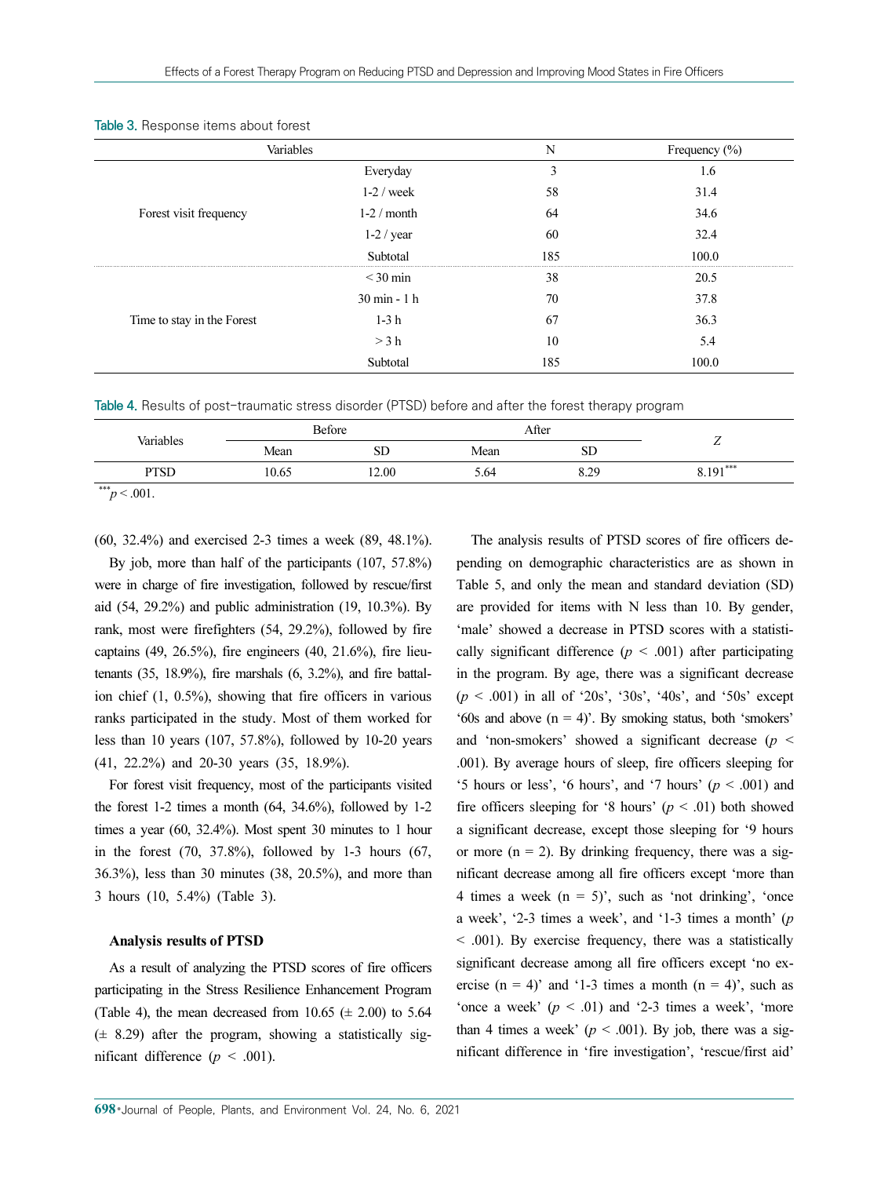Table 3. Response items about forest

| Variables | | N | Frequency (%) |
|---|---|---|---|
| Forest visit frequency | Everyday | 3 | 1.6 |
| | 1-2 / week | 58 | 31.4 |
| | 1-2 / month | 64 | 34.6 |
| | 1-2 / year | 60 | 32.4 |
| | Subtotal | 185 | 100.0 |
| Time to stay in the Forest | < 30 min | 38 | 20.5 |
| | 30 min - 1 h | 70 | 37.8 |
| | 1-3 h | 67 | 36.3 |
| | > 3 h | 10 | 5.4 |
| | Subtotal | 185 | 100.0 |

Table 4. Results of post-traumatic stress disorder (PTSD) before and after the forest therapy program

| Variables | Before | | After | | Z |
|---|---|---|---|---|---|
| | Mean | SD | Mean | SD | |
| PTSD | 10.65 | 12.00 | 5.64 | 8.29 | 8.191*** |

***$p < .001$.

(60, 32.4%) and exercised 2-3 times a week (89, 48.1%).

By job, more than half of the participants (107, 57.8%) were in charge of fire investigation, followed by rescue/first aid (54, 29.2%) and public administration (19, 10.3%). By rank, most were firefighters (54, 29.2%), followed by fire captains (49, 26.5%), fire engineers (40, 21.6%), fire lieutenants (35, 18.9%), fire marshals (6, 3.2%), and fire battalion chief (1, 0.5%), showing that fire officers in various ranks participated in the study. Most of them worked for less than 10 years (107, 57.8%), followed by 10-20 years (41, 22.2%) and 20-30 years (35, 18.9%).

For forest visit frequency, most of the participants visited the forest 1-2 times a month (64, 34.6%), followed by 1-2 times a year (60, 32.4%). Most spent 30 minutes to 1 hour in the forest (70, 37.8%), followed by 1-3 hours (67, 36.3%), less than 30 minutes (38, 20.5%), and more than 3 hours (10, 5.4%) (Table 3).

**Analysis results of PTSD**

As a result of analyzing the PTSD scores of fire officers participating in the Stress Resilience Enhancement Program (Table 4), the mean decreased from 10.65 (± 2.00) to 5.64 (± 8.29) after the program, showing a statistically significant difference ($p < .001$).

The analysis results of PTSD scores of fire officers depending on demographic characteristics are as shown in Table 5, and only the mean and standard deviation (SD) are provided for items with N less than 10. By gender, 'male' showed a decrease in PTSD scores with a statistically significant difference ($p < .001$) after participating in the program. By age, there was a significant decrease ($p < .001$) in all of '20s', '30s', '40s', and '50s' except '60s and above (n = 4)'. By smoking status, both 'smokers' and 'non-smokers' showed a significant decrease ($p < .001$). By average hours of sleep, fire officers sleeping for '5 hours or less', '6 hours', and '7 hours' ($p < .001$) and fire officers sleeping for '8 hours' ($p < .01$) both showed a significant decrease, except those sleeping for '9 hours or more (n = 2). By drinking frequency, there was a significant decrease among all fire officers except 'more than 4 times a week (n = 5)', such as 'not drinking', 'once a week', '2-3 times a week', and '1-3 times a month' ($p < .001$). By exercise frequency, there was a statistically significant decrease among all fire officers except 'no exercise (n = 4)' and '1-3 times a month (n = 4)', such as 'once a week' ($p < .01$) and '2-3 times a week', 'more than 4 times a week' ($p < .001$). By job, there was a significant difference in 'fire investigation', 'rescue/first aid'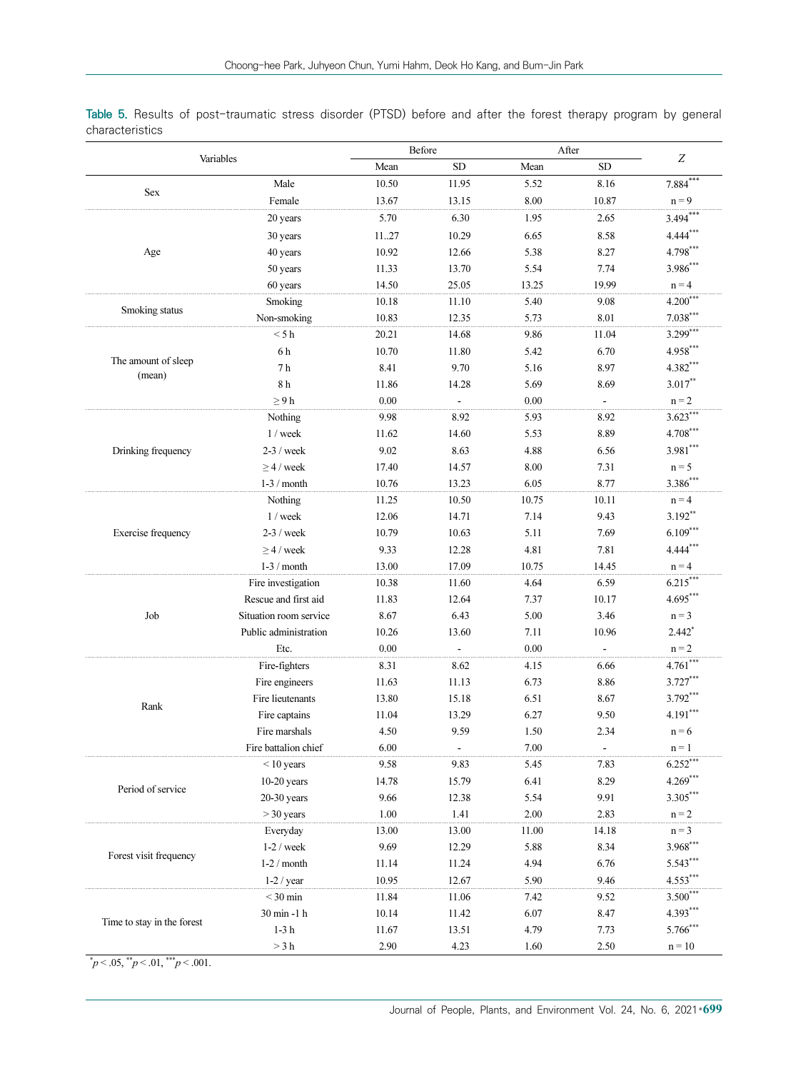Table 5. Results of post-traumatic stress disorder (PTSD) before and after the forest therapy program by general characteristics

| Variables | | Before | | After | | $Z$ |
|---|---|---|---|---|---|---|
| | | Mean | SD | Mean | SD | |
| Sex | Male | 10.50 | 11.95 | 5.52 | 8.16 | 7.884*** |
| | Female | 13.67 | 13.15 | 8.00 | 10.87 | n = 9 |
| Age | 20 years | 5.70 | 6.30 | 1.95 | 2.65 | 3.494*** |
| | 30 years | 11..27 | 10.29 | 6.65 | 8.58 | 4.444*** |
| | 40 years | 10.92 | 12.66 | 5.38 | 8.27 | 4.798*** |
| | 50 years | 11.33 | 13.70 | 5.54 | 7.74 | 3.986*** |
| | 60 years | 14.50 | 25.05 | 13.25 | 19.99 | n = 4 |
| Smoking status | Smoking | 10.18 | 11.10 | 5.40 | 9.08 | 4.200*** |
| | Non-smoking | 10.83 | 12.35 | 5.73 | 8.01 | 7.038*** |
| The amount of sleep (mean) | < 5 h | 20.21 | 14.68 | 9.86 | 11.04 | 3.299*** |
| | 6 h | 10.70 | 11.80 | 5.42 | 6.70 | 4.958*** |
| | 7 h | 8.41 | 9.70 | 5.16 | 8.97 | 4.382*** |
| | 8 h | 11.86 | 14.28 | 5.69 | 8.69 | 3.017** |
| | ≥ 9 h | 0.00 | - | 0.00 | - | n = 2 |
| Drinking frequency | Nothing | 9.98 | 8.92 | 5.93 | 8.92 | 3.623*** |
| | 1 / week | 11.62 | 14.60 | 5.53 | 8.89 | 4.708*** |
| | 2-3 / week | 9.02 | 8.63 | 4.88 | 6.56 | 3.981*** |
| | ≥ 4 / week | 17.40 | 14.57 | 8.00 | 7.31 | n = 5 |
| | 1-3 / month | 10.76 | 13.23 | 6.05 | 8.77 | 3.386*** |
| Exercise frequency | Nothing | 11.25 | 10.50 | 10.75 | 10.11 | n = 4 |
| | 1 / week | 12.06 | 14.71 | 7.14 | 9.43 | 3.192** |
| | 2-3 / week | 10.79 | 10.63 | 5.11 | 7.69 | 6.109*** |
| | ≥ 4 / week | 9.33 | 12.28 | 4.81 | 7.81 | 4.444*** |
| | 1-3 / month | 13.00 | 17.09 | 10.75 | 14.45 | n = 4 |
| Job | Fire investigation | 10.38 | 11.60 | 4.64 | 6.59 | 6.215*** |
| | Rescue and first aid | 11.83 | 12.64 | 7.37 | 10.17 | 4.695*** |
| | Situation room service | 8.67 | 6.43 | 5.00 | 3.46 | n = 3 |
| | Public administration | 10.26 | 13.60 | 7.11 | 10.96 | 2.442* |
| | Etc. | 0.00 | - | 0.00 | - | n = 2 |
| Rank | Fire-fighters | 8.31 | 8.62 | 4.15 | 6.66 | 4.761*** |
| | Fire engineers | 11.63 | 11.13 | 6.73 | 8.86 | 3.727*** |
| | Fire lieutenants | 13.80 | 15.18 | 6.51 | 8.67 | 3.792*** |
| | Fire captains | 11.04 | 13.29 | 6.27 | 9.50 | 4.191*** |
| | Fire marshals | 4.50 | 9.59 | 1.50 | 2.34 | n = 6 |
| | Fire battalion chief | 6.00 | - | 7.00 | - | n = 1 |
| Period of service | < 10 years | 9.58 | 9.83 | 5.45 | 7.83 | 6.252*** |
| | 10-20 years | 14.78 | 15.79 | 6.41 | 8.29 | 4.269*** |
| | 20-30 years | 9.66 | 12.38 | 5.54 | 9.91 | 3.305*** |
| | > 30 years | 1.00 | 1.41 | 2.00 | 2.83 | n = 2 |
| Forest visit frequency | Everyday | 13.00 | 13.00 | 11.00 | 14.18 | n = 3 |
| | 1-2 / week | 9.69 | 12.29 | 5.88 | 8.34 | 3.968*** |
| | 1-2 / month | 11.14 | 11.24 | 4.94 | 6.76 | 5.543*** |
| | 1-2 / year | 10.95 | 12.67 | 5.90 | 9.46 | 4.553*** |
| Time to stay in the forest | < 30 min | 11.84 | 11.06 | 7.42 | 9.52 | 3.500*** |
| | 30 min -1 h | 10.14 | 11.42 | 6.07 | 8.47 | 4.393*** |
| | 1-3 h | 11.67 | 13.51 | 4.79 | 7.73 | 5.766*** |
| | > 3 h | 2.90 | 4.23 | 1.60 | 2.50 | n = 10 |

*$p < .05$, **$p < .01$, ***$p < .001$.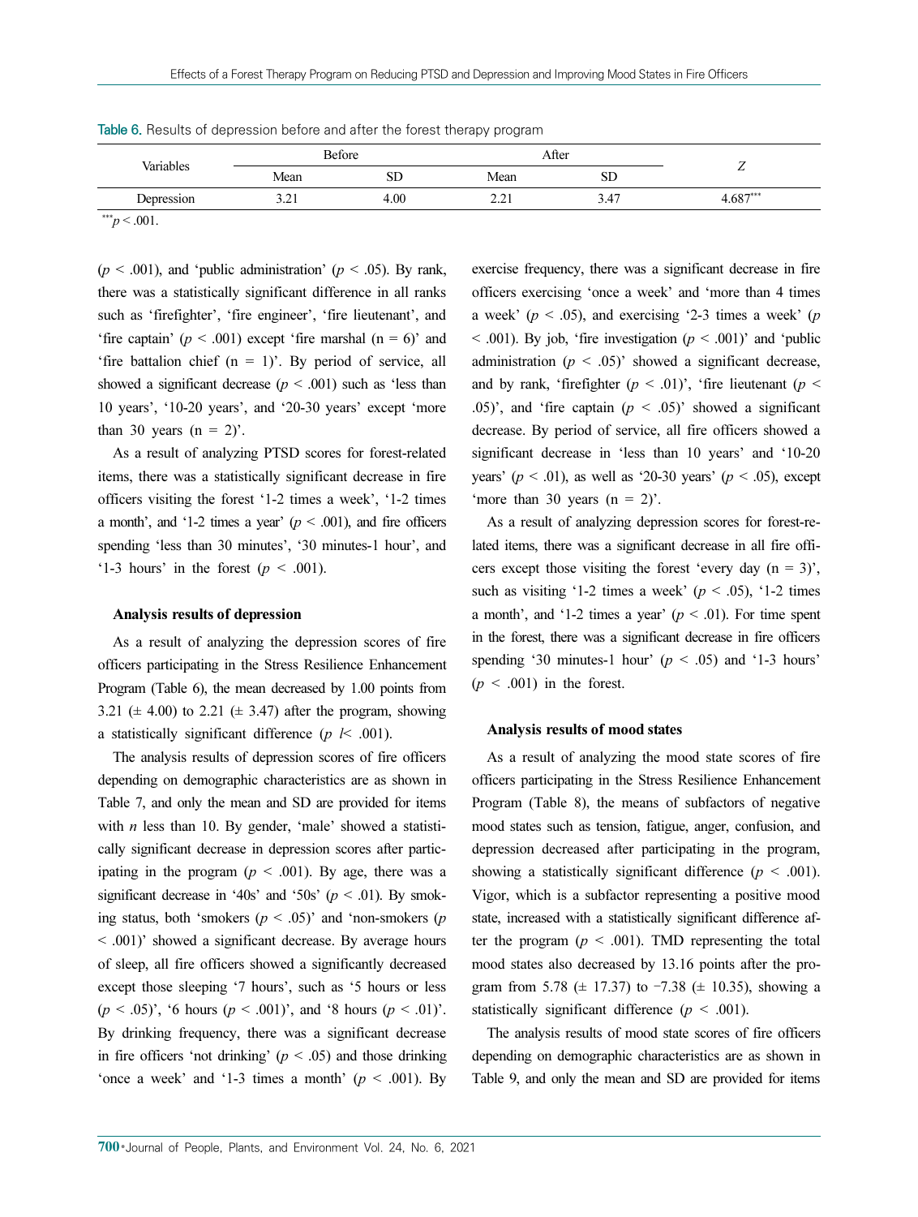Table 6. Results of depression before and after the forest therapy program

| Variables | Before | | After | | $Z$ |
|---|---|---|---|---|---|
| | Mean | SD | Mean | SD | |
| Depression | 3.21 | 4.00 | 2.21 | 3.47 | 4.687*** |

***$p < .001$.

($p < .001$), and 'public administration' ($p < .05$). By rank, there was a statistically significant difference in all ranks such as 'firefighter', 'fire engineer', 'fire lieutenant', and 'fire captain' ($p < .001$) except 'fire marshal (n = 6)' and 'fire battalion chief (n = 1)'. By period of service, all showed a significant decrease ($p < .001$) such as 'less than 10 years', '10-20 years', and '20-30 years' except 'more than 30 years (n = 2)'.

As a result of analyzing PTSD scores for forest-related items, there was a statistically significant decrease in fire officers visiting the forest '1-2 times a week', '1-2 times a month', and '1-2 times a year' ($p < .001$), and fire officers spending 'less than 30 minutes', '30 minutes-1 hour', and '1-3 hours' in the forest ($p < .001$).

#### Analysis results of depression

As a result of analyzing the depression scores of fire officers participating in the Stress Resilience Enhancement Program (Table 6), the mean decreased by 1.00 points from 3.21 (± 4.00) to 2.21 (± 3.47) after the program, showing a statistically significant difference ($p$ l< .001).

The analysis results of depression scores of fire officers depending on demographic characteristics are as shown in Table 7, and only the mean and SD are provided for items with $n$ less than 10. By gender, 'male' showed a statistically significant decrease in depression scores after participating in the program ($p < .001$). By age, there was a significant decrease in '40s' and '50s' ($p < .01$). By smoking status, both 'smokers ($p < .05$)' and 'non-smokers ($p < .001$)' showed a significant decrease. By average hours of sleep, all fire officers showed a significantly decreased except those sleeping '7 hours', such as '5 hours or less ($p < .05$)', '6 hours ($p < .001$)', and '8 hours ($p < .01$)'. By drinking frequency, there was a significant decrease in fire officers 'not drinking' ($p < .05$) and those drinking 'once a week' and '1-3 times a month' ($p < .001$). By exercise frequency, there was a significant decrease in fire officers exercising 'once a week' and 'more than 4 times a week' ($p < .05$), and exercising '2-3 times a week' ($p < .001$). By job, 'fire investigation ($p < .001$)' and 'public administration ($p < .05$)' showed a significant decrease, and by rank, 'firefighter ($p < .01$)', 'fire lieutenant ($p < .05$)', and 'fire captain ($p < .05$)' showed a significant decrease. By period of service, all fire officers showed a significant decrease in 'less than 10 years' and '10-20 years' ($p < .01$), as well as '20-30 years' ($p < .05$), except 'more than 30 years (n = 2)'.

As a result of analyzing depression scores for forest-related items, there was a significant decrease in all fire officers except those visiting the forest 'every day (n = 3)', such as visiting '1-2 times a week' ($p < .05$), '1-2 times a month', and '1-2 times a year' ($p < .01$). For time spent in the forest, there was a significant decrease in fire officers spending '30 minutes-1 hour' ($p < .05$) and '1-3 hours' ($p < .001$) in the forest.

#### Analysis results of mood states

As a result of analyzing the mood state scores of fire officers participating in the Stress Resilience Enhancement Program (Table 8), the means of subfactors of negative mood states such as tension, fatigue, anger, confusion, and depression decreased after participating in the program, showing a statistically significant difference ($p < .001$). Vigor, which is a subfactor representing a positive mood state, increased with a statistically significant difference after the program ($p < .001$). TMD representing the total mood states also decreased by 13.16 points after the program from 5.78 (± 17.37) to −7.38 (± 10.35), showing a statistically significant difference ($p < .001$).

The analysis results of mood state scores of fire officers depending on demographic characteristics are as shown in Table 9, and only the mean and SD are provided for items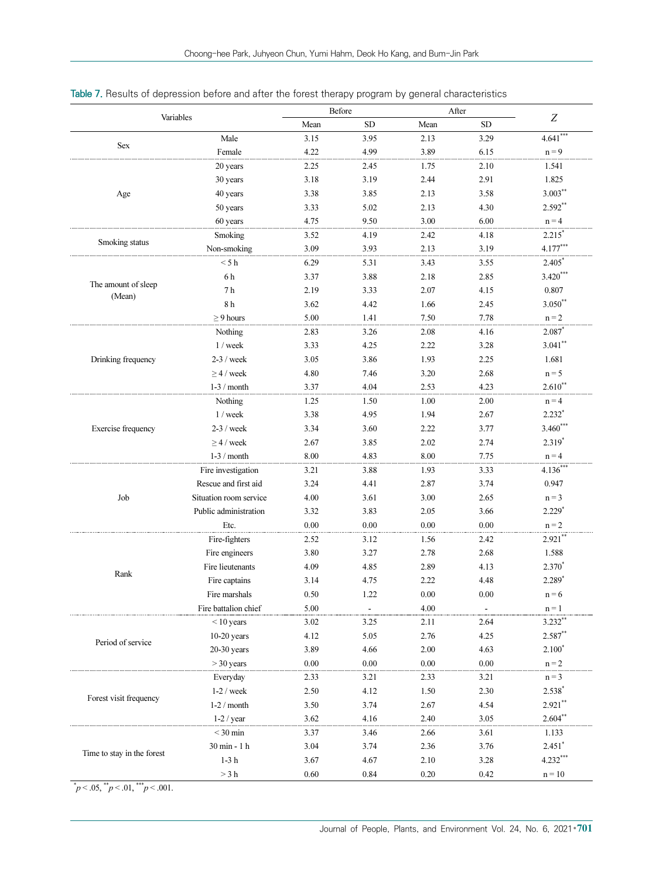**Table 7.** Results of depression before and after the forest therapy program by general characteristics

| Variables | | Before | | After | | $Z$ |
|---|---|---|---|---|---|---|
| | | Mean | SD | Mean | SD | |
| Sex | Male | 3.15 | 3.95 | 2.13 | 3.29 | 4.641*** |
| | Female | 4.22 | 4.99 | 3.89 | 6.15 | n = 9 |
| Age | 20 years | 2.25 | 2.45 | 1.75 | 2.10 | 1.541 |
| | 30 years | 3.18 | 3.19 | 2.44 | 2.91 | 1.825 |
| | 40 years | 3.38 | 3.85 | 2.13 | 3.58 | 3.003** |
| | 50 years | 3.33 | 5.02 | 2.13 | 4.30 | 2.592** |
| | 60 years | 4.75 | 9.50 | 3.00 | 6.00 | n = 4 |
| Smoking status | Smoking | 3.52 | 4.19 | 2.42 | 4.18 | 2.215* |
| | Non-smoking | 3.09 | 3.93 | 2.13 | 3.19 | 4.177*** |
| The amount of sleep (Mean) | < 5 h | 6.29 | 5.31 | 3.43 | 3.55 | 2.405* |
| | 6 h | 3.37 | 3.88 | 2.18 | 2.85 | 3.420*** |
| | 7 h | 2.19 | 3.33 | 2.07 | 4.15 | 0.807 |
| | 8 h | 3.62 | 4.42 | 1.66 | 2.45 | 3.050** |
| | ≥ 9 hours | 5.00 | 1.41 | 7.50 | 7.78 | n = 2 |
| Drinking frequency | Nothing | 2.83 | 3.26 | 2.08 | 4.16 | 2.087* |
| | 1 / week | 3.33 | 4.25 | 2.22 | 3.28 | 3.041** |
| | 2-3 / week | 3.05 | 3.86 | 1.93 | 2.25 | 1.681 |
| | ≥ 4 / week | 4.80 | 7.46 | 3.20 | 2.68 | n = 5 |
| | 1-3 / month | 3.37 | 4.04 | 2.53 | 4.23 | 2.610** |
| Exercise frequency | Nothing | 1.25 | 1.50 | 1.00 | 2.00 | n = 4 |
| | 1 / week | 3.38 | 4.95 | 1.94 | 2.67 | 2.232* |
| | 2-3 / week | 3.34 | 3.60 | 2.22 | 3.77 | 3.460*** |
| | ≥ 4 / week | 2.67 | 3.85 | 2.02 | 2.74 | 2.319* |
| | 1-3 / month | 8.00 | 4.83 | 8.00 | 7.75 | n = 4 |
| Job | Fire investigation | 3.21 | 3.88 | 1.93 | 3.33 | 4.136*** |
| | Rescue and first aid | 3.24 | 4.41 | 2.87 | 3.74 | 0.947 |
| | Situation room service | 4.00 | 3.61 | 3.00 | 2.65 | n = 3 |
| | Public administration | 3.32 | 3.83 | 2.05 | 3.66 | 2.229* |
| | Etc. | 0.00 | 0.00 | 0.00 | 0.00 | n = 2 |
| Rank | Fire-fighters | 2.52 | 3.12 | 1.56 | 2.42 | 2.921** |
| | Fire engineers | 3.80 | 3.27 | 2.78 | 2.68 | 1.588 |
| | Fire lieutenants | 4.09 | 4.85 | 2.89 | 4.13 | 2.370* |
| | Fire captains | 3.14 | 4.75 | 2.22 | 4.48 | 2.289* |
| | Fire marshals | 0.50 | 1.22 | 0.00 | 0.00 | n = 6 |
| | Fire battalion chief | 5.00 | - | 4.00 | - | n = 1 |
| Period of service | < 10 years | 3.02 | 3.25 | 2.11 | 2.64 | 3.232** |
| | 10-20 years | 4.12 | 5.05 | 2.76 | 4.25 | 2.587** |
| | 20-30 years | 3.89 | 4.66 | 2.00 | 4.63 | 2.100* |
| | > 30 years | 0.00 | 0.00 | 0.00 | 0.00 | n = 2 |
| Forest visit frequency | Everyday | 2.33 | 3.21 | 2.33 | 3.21 | n = 3 |
| | 1-2 / week | 2.50 | 4.12 | 1.50 | 2.30 | 2.538* |
| | 1-2 / month | 3.50 | 3.74 | 2.67 | 4.54 | 2.921** |
| | 1-2 / year | 3.62 | 4.16 | 2.40 | 3.05 | 2.604** |
| Time to stay in the forest | < 30 min | 3.37 | 3.46 | 2.66 | 3.61 | 1.133 |
| | 30 min - 1 h | 3.04 | 3.74 | 2.36 | 3.76 | 2.451* |
| | 1-3 h | 3.67 | 4.67 | 2.10 | 3.28 | 4.232*** |
| | > 3 h | 0.60 | 0.84 | 0.20 | 0.42 | n = 10 |

*$p < .05$, **$p < .01$, ***$p < .001$.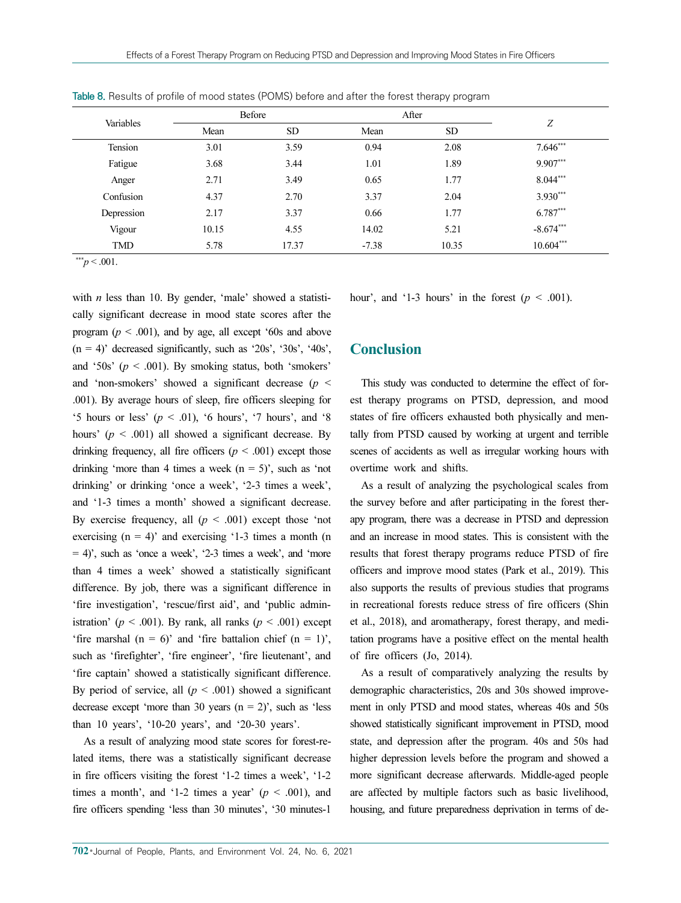Table 8. Results of profile of mood states (POMS) before and after the forest therapy program

| Variables | Before | | After | | $Z$ |
|---|---|---|---|---|---|
| | Mean | SD | Mean | SD | |
| Tension | 3.01 | 3.59 | 0.94 | 2.08 | 7.646*** |
| Fatigue | 3.68 | 3.44 | 1.01 | 1.89 | 9.907*** |
| Anger | 2.71 | 3.49 | 0.65 | 1.77 | 8.044*** |
| Confusion | 4.37 | 2.70 | 3.37 | 2.04 | 3.930*** |
| Depression | 2.17 | 3.37 | 0.66 | 1.77 | 6.787*** |
| Vigour | 10.15 | 4.55 | 14.02 | 5.21 | -8.674*** |
| TMD | 5.78 | 17.37 | -7.38 | 10.35 | 10.604*** |

***$p < .001$.

with $n$ less than 10. By gender, 'male' showed a statistically significant decrease in mood state scores after the program ($p < .001$), and by age, all except '60s and above (n = 4)' decreased significantly, such as '20s', '30s', '40s', and '50s' ($p < .001$). By smoking status, both 'smokers' and 'non-smokers' showed a significant decrease ($p < .001$). By average hours of sleep, fire officers sleeping for '5 hours or less' ($p < .01$), '6 hours', '7 hours', and '8 hours' ($p < .001$) all showed a significant decrease. By drinking frequency, all fire officers ($p < .001$) except those drinking 'more than 4 times a week (n = 5)', such as 'not drinking' or drinking 'once a week', '2-3 times a week', and '1-3 times a month' showed a significant decrease. By exercise frequency, all ($p < .001$) except those 'not exercising (n = 4)' and exercising '1-3 times a month (n = 4)', such as 'once a week', '2-3 times a week', and 'more than 4 times a week' showed a statistically significant difference. By job, there was a significant difference in 'fire investigation', 'rescue/first aid', and 'public administration' ($p < .001$). By rank, all ranks ($p < .001$) except 'fire marshal (n = 6)' and 'fire battalion chief (n = 1)', such as 'firefighter', 'fire engineer', 'fire lieutenant', and 'fire captain' showed a statistically significant difference. By period of service, all ($p < .001$) showed a significant decrease except 'more than 30 years (n = 2)', such as 'less than 10 years', '10-20 years', and '20-30 years'.

As a result of analyzing mood state scores for forest-related items, there was a statistically significant decrease in fire officers visiting the forest '1-2 times a week', '1-2 times a month', and '1-2 times a year' ($p < .001$), and fire officers spending 'less than 30 minutes', '30 minutes-1 hour', and '1-3 hours' in the forest ($p < .001$).

## Conclusion

This study was conducted to determine the effect of forest therapy programs on PTSD, depression, and mood states of fire officers exhausted both physically and mentally from PTSD caused by working at urgent and terrible scenes of accidents as well as irregular working hours with overtime work and shifts.

As a result of analyzing the psychological scales from the survey before and after participating in the forest therapy program, there was a decrease in PTSD and depression and an increase in mood states. This is consistent with the results that forest therapy programs reduce PTSD of fire officers and improve mood states (Park et al., 2019). This also supports the results of previous studies that programs in recreational forests reduce stress of fire officers (Shin et al., 2018), and aromatherapy, forest therapy, and meditation programs have a positive effect on the mental health of fire officers (Jo, 2014).

As a result of comparatively analyzing the results by demographic characteristics, 20s and 30s showed improvement in only PTSD and mood states, whereas 40s and 50s showed statistically significant improvement in PTSD, mood state, and depression after the program. 40s and 50s had higher depression levels before the program and showed a more significant decrease afterwards. Middle-aged people are affected by multiple factors such as basic livelihood, housing, and future preparedness deprivation in terms of de-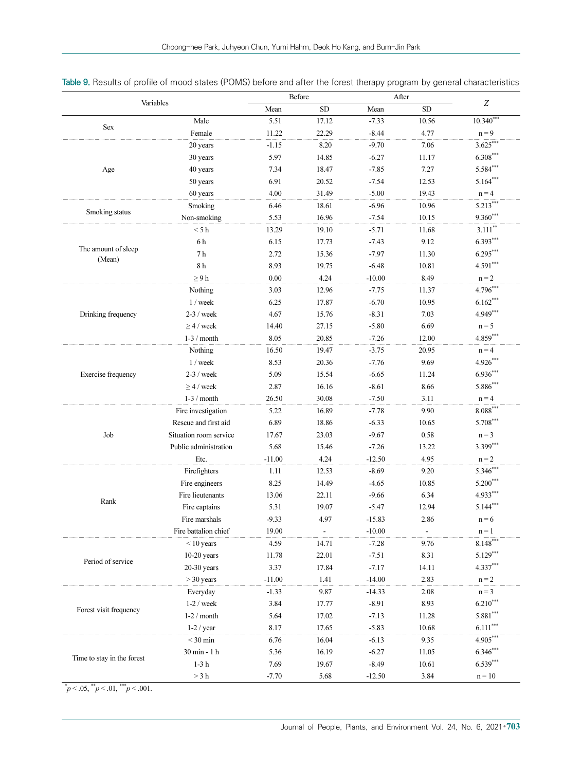Table 9. Results of profile of mood states (POMS) before and after the forest therapy program by general characteristics

| Variables | | Before | | After | | *Z* |
|---|---|---|---|---|---|---|
| | | Mean | SD | Mean | SD | |
| Sex | Male | 5.51 | 17.12 | -7.33 | 10.56 | 10.340*** |
| | Female | 11.22 | 22.29 | -8.44 | 4.77 | n = 9 |
| Age | 20 years | -1.15 | 8.20 | -9.70 | 7.06 | 3.625*** |
| | 30 years | 5.97 | 14.85 | -6.27 | 11.17 | 6.308*** |
| | 40 years | 7.34 | 18.47 | -7.85 | 7.27 | 5.584*** |
| | 50 years | 6.91 | 20.52 | -7.54 | 12.53 | 5.164*** |
| | 60 years | 4.00 | 31.49 | -5.00 | 19.43 | n = 4 |
| Smoking status | Smoking | 6.46 | 18.61 | -6.96 | 10.96 | 5.213*** |
| | Non-smoking | 5.53 | 16.96 | -7.54 | 10.15 | 9.360*** |
| The amount of sleep (Mean) | < 5 h | 13.29 | 19.10 | -5.71 | 11.68 | 3.111** |
| | 6 h | 6.15 | 17.73 | -7.43 | 9.12 | 6.393*** |
| | 7 h | 2.72 | 15.36 | -7.97 | 11.30 | 6.295*** |
| | 8 h | 8.93 | 19.75 | -6.48 | 10.81 | 4.591*** |
| | ≥ 9 h | 0.00 | 4.24 | -10.00 | 8.49 | n = 2 |
| Drinking frequency | Nothing | 3.03 | 12.96 | -7.75 | 11.37 | 4.796*** |
| | 1 / week | 6.25 | 17.87 | -6.70 | 10.95 | 6.162*** |
| | 2-3 / week | 4.67 | 15.76 | -8.31 | 7.03 | 4.949*** |
| | ≥ 4 / week | 14.40 | 27.15 | -5.80 | 6.69 | n = 5 |
| | 1-3 / month | 8.05 | 20.85 | -7.26 | 12.00 | 4.859*** |
| Exercise frequency | Nothing | 16.50 | 19.47 | -3.75 | 20.95 | n = 4 |
| | 1 / week | 8.53 | 20.36 | -7.76 | 9.69 | 4.926*** |
| | 2-3 / week | 5.09 | 15.54 | -6.65 | 11.24 | 6.936*** |
| | ≥ 4 / week | 2.87 | 16.16 | -8.61 | 8.66 | 5.886*** |
| | 1-3 / month | 26.50 | 30.08 | -7.50 | 3.11 | n = 4 |
| Job | Fire investigation | 5.22 | 16.89 | -7.78 | 9.90 | 8.088*** |
| | Rescue and first aid | 6.89 | 18.86 | -6.33 | 10.65 | 5.708*** |
| | Situation room service | 17.67 | 23.03 | -9.67 | 0.58 | n = 3 |
| | Public administration | 5.68 | 15.46 | -7.26 | 13.22 | 3.399*** |
| | Etc. | -11.00 | 4.24 | -12.50 | 4.95 | n = 2 |
| Rank | Firefighters | 1.11 | 12.53 | -8.69 | 9.20 | 5.346*** |
| | Fire engineers | 8.25 | 14.49 | -4.65 | 10.85 | 5.200*** |
| | Fire lieutenants | 13.06 | 22.11 | -9.66 | 6.34 | 4.933*** |
| | Fire captains | 5.31 | 19.07 | -5.47 | 12.94 | 5.144*** |
| | Fire marshals | -9.33 | 4.97 | -15.83 | 2.86 | n = 6 |
| | Fire battalion chief | 19.00 | - | -10.00 | - | n = 1 |
| Period of service | < 10 years | 4.59 | 14.71 | -7.28 | 9.76 | 8.148*** |
| | 10-20 years | 11.78 | 22.01 | -7.51 | 8.31 | 5.129*** |
| | 20-30 years | 3.37 | 17.84 | -7.17 | 14.11 | 4.337*** |
| | > 30 years | -11.00 | 1.41 | -14.00 | 2.83 | n = 2 |
| Forest visit frequency | Everyday | -1.33 | 9.87 | -14.33 | 2.08 | n = 3 |
| | 1-2 / week | 3.84 | 17.77 | -8.91 | 8.93 | 6.210*** |
| | 1-2 / month | 5.64 | 17.02 | -7.13 | 11.28 | 5.881*** |
| | 1-2 / year | 8.17 | 17.65 | -5.83 | 10.68 | 6.111*** |
| Time to stay in the forest | < 30 min | 6.76 | 16.04 | -6.13 | 9.35 | 4.905*** |
| | 30 min - 1 h | 5.36 | 16.19 | -6.27 | 11.05 | 6.346*** |
| | 1-3 h | 7.69 | 19.67 | -8.49 | 10.61 | 6.539*** |
| | > 3 h | -7.70 | 5.68 | -12.50 | 3.84 | n = 10 |

*$p < .05$, **$p < .01$, ***$p < .001$.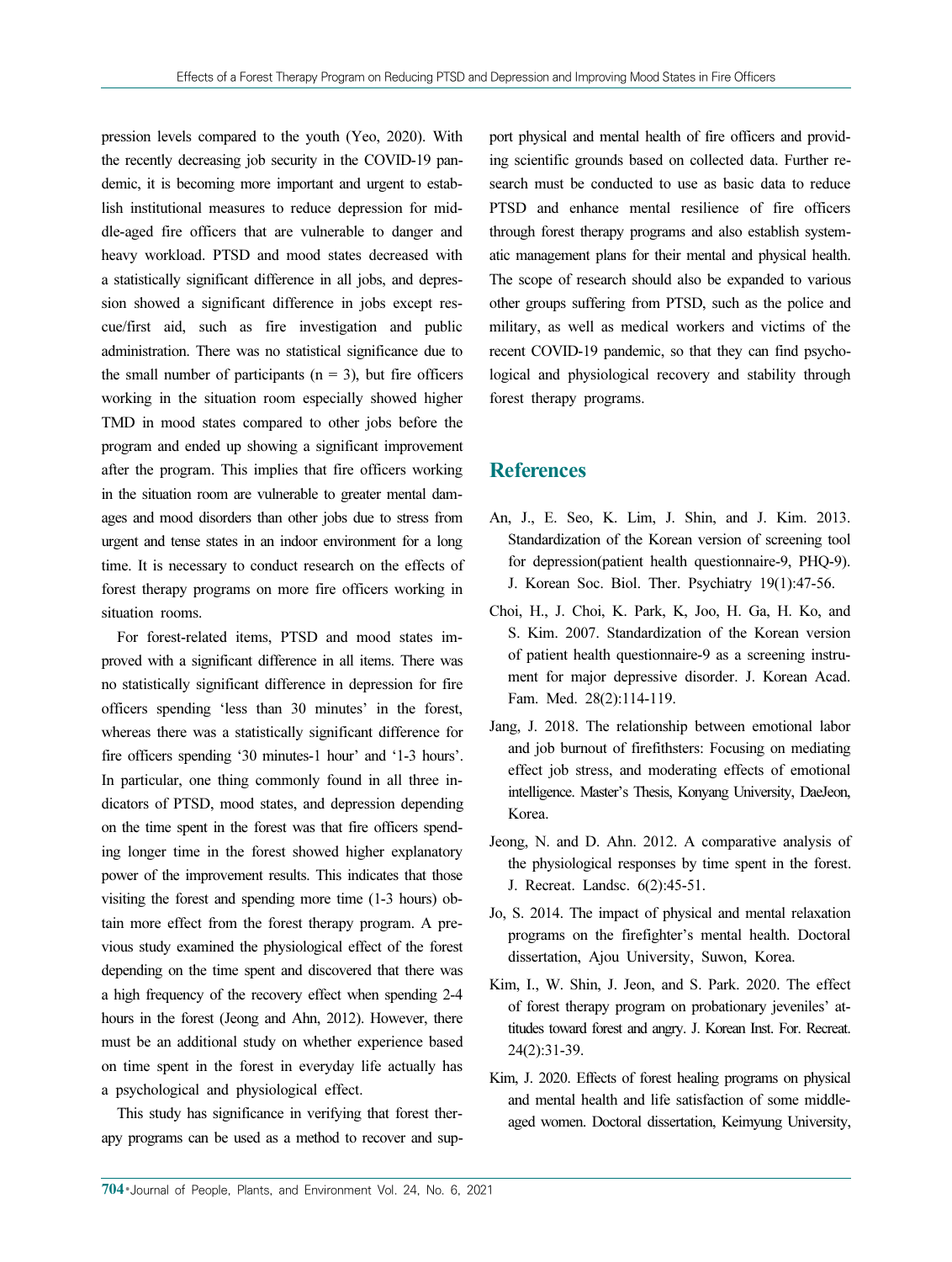pression levels compared to the youth (Yeo, 2020). With the recently decreasing job security in the COVID-19 pandemic, it is becoming more important and urgent to establish institutional measures to reduce depression for middle-aged fire officers that are vulnerable to danger and heavy workload. PTSD and mood states decreased with a statistically significant difference in all jobs, and depression showed a significant difference in jobs except rescue/first aid, such as fire investigation and public administration. There was no statistical significance due to the small number of participants (n = 3), but fire officers working in the situation room especially showed higher TMD in mood states compared to other jobs before the program and ended up showing a significant improvement after the program. This implies that fire officers working in the situation room are vulnerable to greater mental damages and mood disorders than other jobs due to stress from urgent and tense states in an indoor environment for a long time. It is necessary to conduct research on the effects of forest therapy programs on more fire officers working in situation rooms.

For forest-related items, PTSD and mood states improved with a significant difference in all items. There was no statistically significant difference in depression for fire officers spending 'less than 30 minutes' in the forest, whereas there was a statistically significant difference for fire officers spending '30 minutes-1 hour' and '1-3 hours'. In particular, one thing commonly found in all three indicators of PTSD, mood states, and depression depending on the time spent in the forest was that fire officers spending longer time in the forest showed higher explanatory power of the improvement results. This indicates that those visiting the forest and spending more time (1-3 hours) obtain more effect from the forest therapy program. A previous study examined the physiological effect of the forest depending on the time spent and discovered that there was a high frequency of the recovery effect when spending 2-4 hours in the forest (Jeong and Ahn, 2012). However, there must be an additional study on whether experience based on time spent in the forest in everyday life actually has a psychological and physiological effect.

This study has significance in verifying that forest therapy programs can be used as a method to recover and support physical and mental health of fire officers and providing scientific grounds based on collected data. Further research must be conducted to use as basic data to reduce PTSD and enhance mental resilience of fire officers through forest therapy programs and also establish systematic management plans for their mental and physical health. The scope of research should also be expanded to various other groups suffering from PTSD, such as the police and military, as well as medical workers and victims of the recent COVID-19 pandemic, so that they can find psychological and physiological recovery and stability through forest therapy programs.

## References

An, J., E. Seo, K. Lim, J. Shin, and J. Kim. 2013. Standardization of the Korean version of screening tool for depression(patient health questionnaire-9, PHQ-9). J. Korean Soc. Biol. Ther. Psychiatry 19(1):47-56.

Choi, H., J. Choi, K. Park, K, Joo, H. Ga, H. Ko, and S. Kim. 2007. Standardization of the Korean version of patient health questionnaire-9 as a screening instrument for major depressive disorder. J. Korean Acad. Fam. Med. 28(2):114-119.

Jang, J. 2018. The relationship between emotional labor and job burnout of firefithsters: Focusing on mediating effect job stress, and moderating effects of emotional intelligence. Master's Thesis, Konyang University, DaeJeon, Korea.

Jeong, N. and D. Ahn. 2012. A comparative analysis of the physiological responses by time spent in the forest. J. Recreat. Landsc. 6(2):45-51.

Jo, S. 2014. The impact of physical and mental relaxation programs on the firefighter's mental health. Doctoral dissertation, Ajou University, Suwon, Korea.

Kim, I., W. Shin, J. Jeon, and S. Park. 2020. The effect of forest therapy program on probationary jeveniles' attitudes toward forest and angry. J. Korean Inst. For. Recreat. 24(2):31-39.

Kim, J. 2020. Effects of forest healing programs on physical and mental health and life satisfaction of some middle-aged women. Doctoral dissertation, Keimyung University,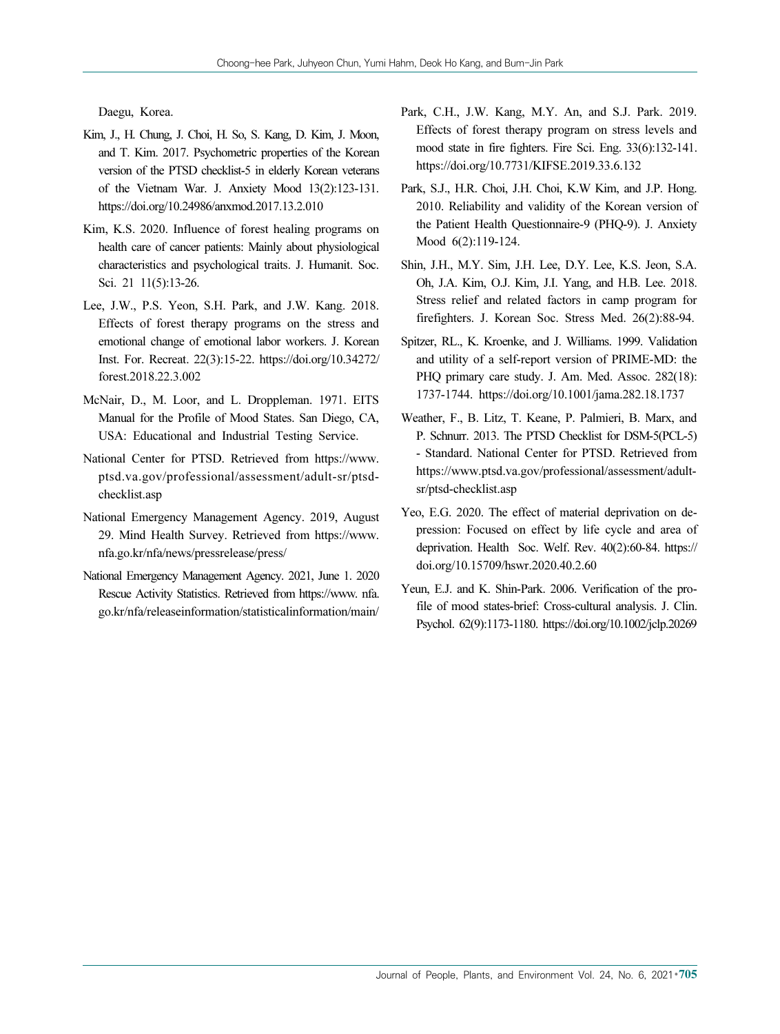Daegu, Korea.

Kim, J., H. Chung, J. Choi, H. So, S. Kang, D. Kim, J. Moon, and T. Kim. 2017. Psychometric properties of the Korean version of the PTSD checklist-5 in elderly Korean veterans of the Vietnam War. J. Anxiety Mood 13(2):123-131. https://doi.org/10.24986/anxmod.2017.13.2.010

Kim, K.S. 2020. Influence of forest healing programs on health care of cancer patients: Mainly about physiological characteristics and psychological traits. J. Humanit. Soc. Sci. 21 11(5):13-26.

Lee, J.W., P.S. Yeon, S.H. Park, and J.W. Kang. 2018. Effects of forest therapy programs on the stress and emotional change of emotional labor workers. J. Korean Inst. For. Recreat. 22(3):15-22. https://doi.org/10.34272/forest.2018.22.3.002

McNair, D., M. Loor, and L. Droppleman. 1971. EITS Manual for the Profile of Mood States. San Diego, CA, USA: Educational and Industrial Testing Service.

National Center for PTSD. Retrieved from https://www.ptsd.va.gov/professional/assessment/adult-sr/ptsd-checklist.asp

National Emergency Management Agency. 2019, August 29. Mind Health Survey. Retrieved from https://www.nfa.go.kr/nfa/news/pressrelease/press/

National Emergency Management Agency. 2021, June 1. 2020 Rescue Activity Statistics. Retrieved from https://www. nfa.go.kr/nfa/releaseinformation/statisticalinformation/main/

Park, C.H., J.W. Kang, M.Y. An, and S.J. Park. 2019. Effects of forest therapy program on stress levels and mood state in fire fighters. Fire Sci. Eng. 33(6):132-141. https://doi.org/10.7731/KIFSE.2019.33.6.132

Park, S.J., H.R. Choi, J.H. Choi, K.W Kim, and J.P. Hong. 2010. Reliability and validity of the Korean version of the Patient Health Questionnaire-9 (PHQ-9). J. Anxiety Mood 6(2):119-124.

Shin, J.H., M.Y. Sim, J.H. Lee, D.Y. Lee, K.S. Jeon, S.A. Oh, J.A. Kim, O.J. Kim, J.I. Yang, and H.B. Lee. 2018. Stress relief and related factors in camp program for firefighters. J. Korean Soc. Stress Med. 26(2):88-94.

Spitzer, RL., K. Kroenke, and J. Williams. 1999. Validation and utility of a self-report version of PRIME-MD: the PHQ primary care study. J. Am. Med. Assoc. 282(18): 1737-1744. https://doi.org/10.1001/jama.282.18.1737

Weather, F., B. Litz, T. Keane, P. Palmieri, B. Marx, and P. Schnurr. 2013. The PTSD Checklist for DSM-5(PCL-5) - Standard. National Center for PTSD. Retrieved from https://www.ptsd.va.gov/professional/assessment/adult-sr/ptsd-checklist.asp

Yeo, E.G. 2020. The effect of material deprivation on depression: Focused on effect by life cycle and area of deprivation. Health Soc. Welf. Rev. 40(2):60-84. https://doi.org/10.15709/hswr.2020.40.2.60

Yeun, E.J. and K. Shin-Park. 2006. Verification of the profile of mood states-brief: Cross-cultural analysis. J. Clin. Psychol. 62(9):1173-1180. https://doi.org/10.1002/jclp.20269